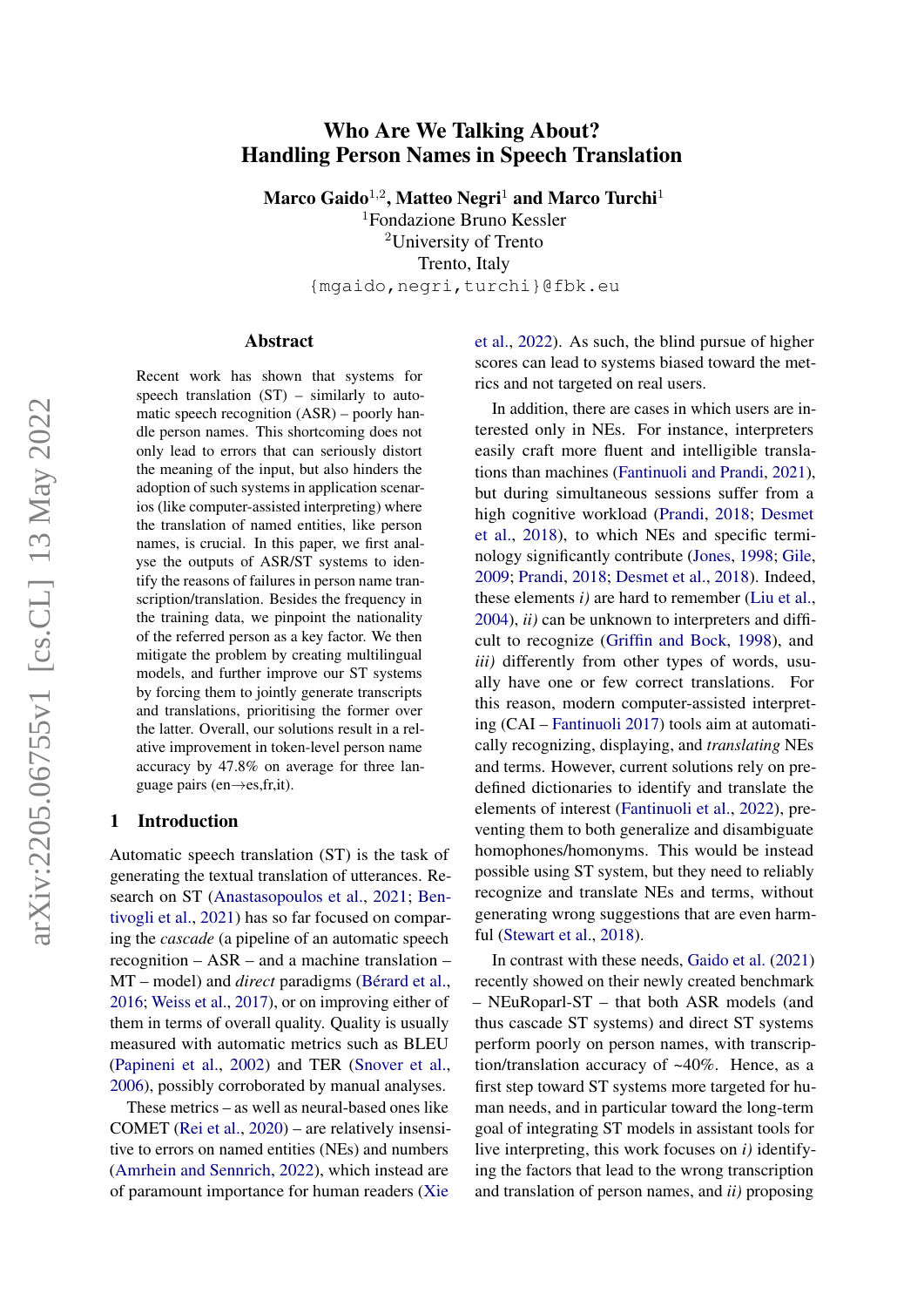# Who Are We Talking About? Handling Person Names in Speech Translation

**Marco Gaido[1,2], Matteo Negri[1] and Marco Turchi[1]**
[1]Fondazione Bruno Kessler
[2]University of Trento
Trento, Italy
{mgaido,negri,turchi}@fbk.eu

## Abstract

Recent work has shown that systems for speech translation (ST) – similarly to automatic speech recognition (ASR) – poorly handle person names. This shortcoming does not only lead to errors that can seriously distort the meaning of the input, but also hinders the adoption of such systems in application scenarios (like computer-assisted interpreting) where the translation of named entities, like person names, is crucial. In this paper, we first analyse the outputs of ASR/ST systems to identify the reasons of failures in person name transcription/translation. Besides the frequency in the training data, we pinpoint the nationality of the referred person as a key factor. We then mitigate the problem by creating multilingual models, and further improve our ST systems by forcing them to jointly generate transcripts and translations, prioritising the former over the latter. Overall, our solutions result in a relative improvement in token-level person name accuracy by 47.8% on average for three language pairs (en→es,fr,it).

## 1 Introduction

Automatic speech translation (ST) is the task of generating the textual translation of utterances. Research on ST (Anastasopoulos et al., 2021; Bentivogli et al., 2021) has so far focused on comparing the *cascade* (a pipeline of an automatic speech recognition – ASR – and a machine translation – MT – model) and *direct* paradigms (Bérard et al., 2016; Weiss et al., 2017), or on improving either of them in terms of overall quality. Quality is usually measured with automatic metrics such as BLEU (Papineni et al., 2002) and TER (Snover et al., 2006), possibly corroborated by manual analyses.

These metrics – as well as neural-based ones like COMET (Rei et al., 2020) – are relatively insensitive to errors on named entities (NEs) and numbers (Amrhein and Sennrich, 2022), which instead are of paramount importance for human readers (Xie et al., 2022). As such, the blind pursue of higher scores can lead to systems biased toward the metrics and not targeted on real users.

In addition, there are cases in which users are interested only in NEs. For instance, interpreters easily craft more fluent and intelligible translations than machines (Fantinuoli and Prandi, 2021), but during simultaneous sessions suffer from a high cognitive workload (Prandi, 2018; Desmet et al., 2018), to which NEs and specific terminology significantly contribute (Jones, 1998; Gile, 2009; Prandi, 2018; Desmet et al., 2018). Indeed, these elements *i)* are hard to remember (Liu et al., 2004), *ii)* can be unknown to interpreters and difficult to recognize (Griffin and Bock, 1998), and *iii)* differently from other types of words, usually have one or few correct translations. For this reason, modern computer-assisted interpreting (CAI – Fantinuoli 2017) tools aim at automatically recognizing, displaying, and *translating* NEs and terms. However, current solutions rely on predefined dictionaries to identify and translate the elements of interest (Fantinuoli et al., 2022), preventing them to both generalize and disambiguate homophones/homonyms. This would be instead possible using ST system, but they need to reliably recognize and translate NEs and terms, without generating wrong suggestions that are even harmful (Stewart et al., 2018).

In contrast with these needs, Gaido et al. (2021) recently showed on their newly created benchmark – NEuRoparl-ST – that both ASR models (and thus cascade ST systems) and direct ST systems perform poorly on person names, with transcription/translation accuracy of ~40%. Hence, as a first step toward ST systems more targeted for human needs, and in particular toward the long-term goal of integrating ST models in assistant tools for live interpreting, this work focuses on *i)* identifying the factors that lead to the wrong transcription and translation of person names, and *ii)* proposing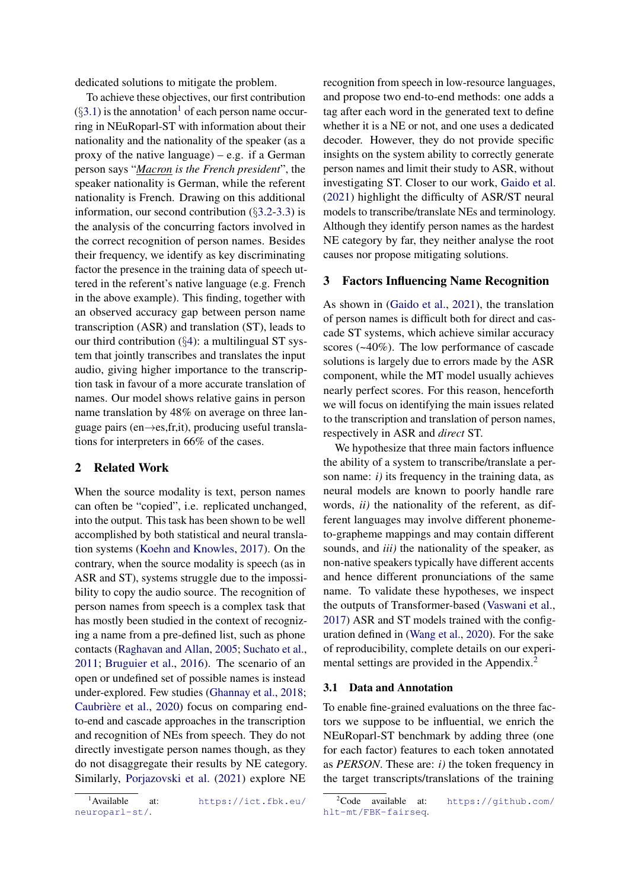dedicated solutions to mitigate the problem.

To achieve these objectives, our first contribution (§3.1) is the annotation[1] of each person name occurring in NEuRoparl-ST with information about their nationality and the nationality of the speaker (as a proxy of the native language) – e.g. if a German person says "*Macron is the French president*", the speaker nationality is German, while the referent nationality is French. Drawing on this additional information, our second contribution (§3.2-3.3) is the analysis of the concurring factors involved in the correct recognition of person names. Besides their frequency, we identify as key discriminating factor the presence in the training data of speech uttered in the referent's native language (e.g. French in the above example). This finding, together with an observed accuracy gap between person name transcription (ASR) and translation (ST), leads to our third contribution (§4): a multilingual ST system that jointly transcribes and translates the input audio, giving higher importance to the transcription task in favour of a more accurate translation of names. Our model shows relative gains in person name translation by 48% on average on three language pairs (en→es,fr,it), producing useful translations for interpreters in 66% of the cases.

## 2 Related Work

When the source modality is text, person names can often be "copied", i.e. replicated unchanged, into the output. This task has been shown to be well accomplished by both statistical and neural translation systems (Koehn and Knowles, 2017). On the contrary, when the source modality is speech (as in ASR and ST), systems struggle due to the impossibility to copy the audio source. The recognition of person names from speech is a complex task that has mostly been studied in the context of recognizing a name from a pre-defined list, such as phone contacts (Raghavan and Allan, 2005; Suchato et al., 2011; Bruguier et al., 2016). The scenario of an open or undefined set of possible names is instead under-explored. Few studies (Ghannay et al., 2018; Caubrière et al., 2020) focus on comparing end-to-end and cascade approaches in the transcription and recognition of NEs from speech. They do not directly investigate person names though, as they do not disaggregate their results by NE category. Similarly, Porjazovski et al. (2021) explore NE recognition from speech in low-resource languages, and propose two end-to-end methods: one adds a tag after each word in the generated text to define whether it is a NE or not, and one uses a dedicated decoder. However, they do not provide specific insights on the system ability to correctly generate person names and limit their study to ASR, without investigating ST. Closer to our work, Gaido et al. (2021) highlight the difficulty of ASR/ST neural models to transcribe/translate NEs and terminology. Although they identify person names as the hardest NE category by far, they neither analyse the root causes nor propose mitigating solutions.

## 3 Factors Influencing Name Recognition

As shown in (Gaido et al., 2021), the translation of person names is difficult both for direct and cascade ST systems, which achieve similar accuracy scores (~40%). The low performance of cascade solutions is largely due to errors made by the ASR component, while the MT model usually achieves nearly perfect scores. For this reason, henceforth we will focus on identifying the main issues related to the transcription and translation of person names, respectively in ASR and *direct* ST.

We hypothesize that three main factors influence the ability of a system to transcribe/translate a person name: *i)* its frequency in the training data, as neural models are known to poorly handle rare words, *ii)* the nationality of the referent, as different languages may involve different phoneme-to-grapheme mappings and may contain different sounds, and *iii)* the nationality of the speaker, as non-native speakers typically have different accents and hence different pronunciations of the same name. To validate these hypotheses, we inspect the outputs of Transformer-based (Vaswani et al., 2017) ASR and ST models trained with the configuration defined in (Wang et al., 2020). For the sake of reproducibility, complete details on our experimental settings are provided in the Appendix.[2]

### 3.1 Data and Annotation

To enable fine-grained evaluations on the three factors we suppose to be influential, we enrich the NEuRoparl-ST benchmark by adding three (one for each factor) features to each token annotated as *PERSON*. These are: *i)* the token frequency in the target transcripts/translations of the training

[1] Available at: https://ict.fbk.eu/neuroparl-st/.

[2] Code available at: https://github.com/hlt-mt/FBK-fairseq.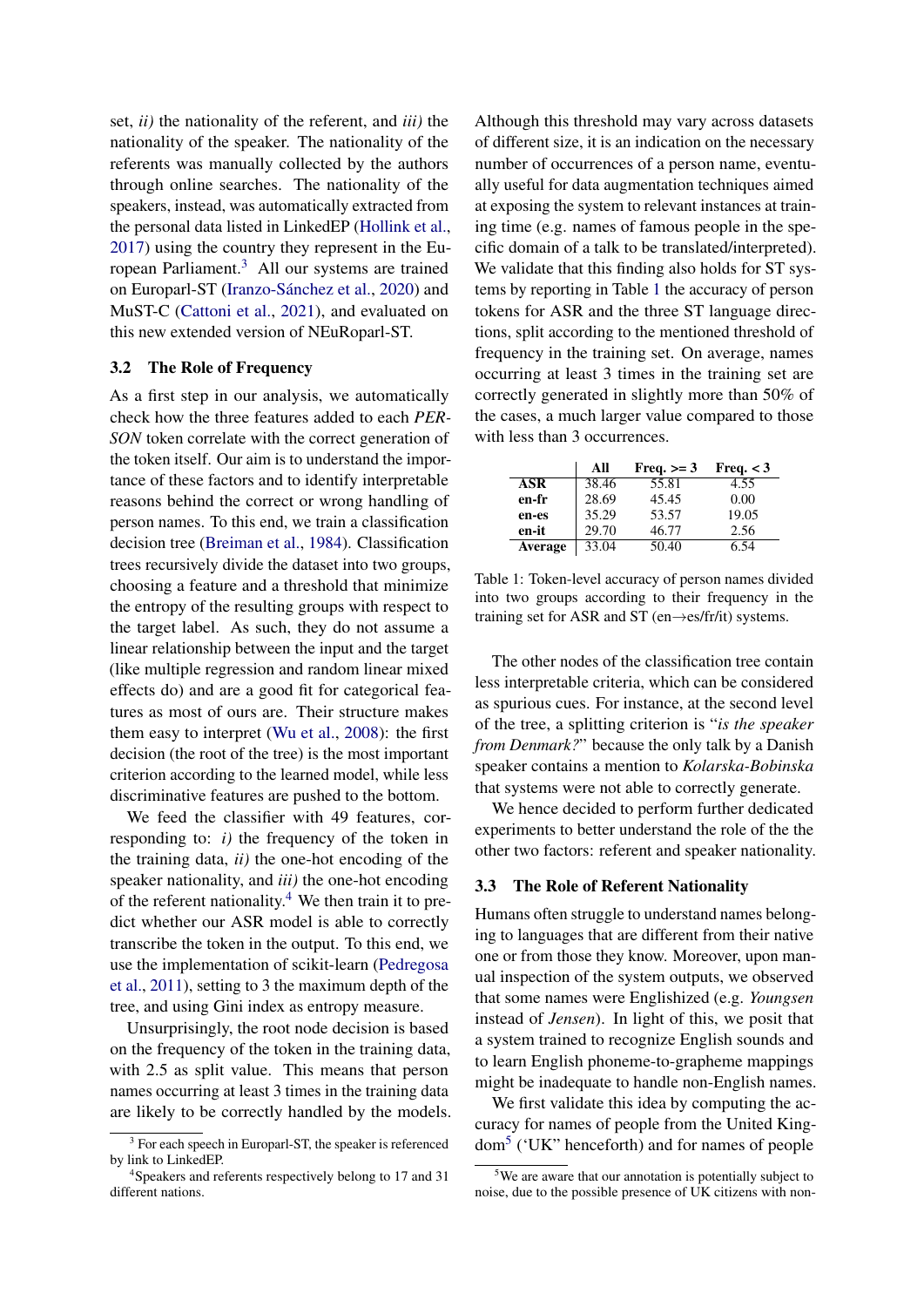set, *ii)* the nationality of the referent, and *iii)* the nationality of the speaker. The nationality of the referents was manually collected by the authors through online searches. The nationality of the speakers, instead, was automatically extracted from the personal data listed in LinkedEP (Hollink et al., 2017) using the country they represent in the European Parliament.[3] All our systems are trained on Europarl-ST (Iranzo-Sánchez et al., 2020) and MuST-C (Cattoni et al., 2021), and evaluated on this new extended version of NEuRoparl-ST.

### 3.2 The Role of Frequency

As a first step in our analysis, we automatically check how the three features added to each *PERSON* token correlate with the correct generation of the token itself. Our aim is to understand the importance of these factors and to identify interpretable reasons behind the correct or wrong handling of person names. To this end, we train a classification decision tree (Breiman et al., 1984). Classification trees recursively divide the dataset into two groups, choosing a feature and a threshold that minimize the entropy of the resulting groups with respect to the target label. As such, they do not assume a linear relationship between the input and the target (like multiple regression and random linear mixed effects do) and are a good fit for categorical features as most of ours are. Their structure makes them easy to interpret (Wu et al., 2008): the first decision (the root of the tree) is the most important criterion according to the learned model, while less discriminative features are pushed to the bottom.

We feed the classifier with 49 features, corresponding to: *i)* the frequency of the token in the training data, *ii)* the one-hot encoding of the speaker nationality, and *iii)* the one-hot encoding of the referent nationality.[4] We then train it to predict whether our ASR model is able to correctly transcribe the token in the output. To this end, we use the implementation of scikit-learn (Pedregosa et al., 2011), setting to 3 the maximum depth of the tree, and using Gini index as entropy measure.

Unsurprisingly, the root node decision is based on the frequency of the token in the training data, with 2.5 as split value. This means that person names occurring at least 3 times in the training data are likely to be correctly handled by the models. Although this threshold may vary across datasets of different size, it is an indication on the necessary number of occurrences of a person name, eventually useful for data augmentation techniques aimed at exposing the system to relevant instances at training time (e.g. names of famous people in the specific domain of a talk to be translated/interpreted). We validate that this finding also holds for ST systems by reporting in Table 1 the accuracy of person tokens for ASR and the three ST language directions, split according to the mentioned threshold of frequency in the training set. On average, names occurring at least 3 times in the training set are correctly generated in slightly more than 50% of the cases, a much larger value compared to those with less than 3 occurrences.

| | All | Freq. >= 3 | Freq. < 3 |
|---|---|---|---|
| **ASR** | 38.46 | 55.81 | 4.55 |
| **en-fr** | 28.69 | 45.45 | 0.00 |
| **en-es** | 35.29 | 53.57 | 19.05 |
| **en-it** | 29.70 | 46.77 | 2.56 |
| **Average** | 33.04 | 50.40 | 6.54 |

Table 1: Token-level accuracy of person names divided into two groups according to their frequency in the training set for ASR and ST (en→es/fr/it) systems.

The other nodes of the classification tree contain less interpretable criteria, which can be considered as spurious cues. For instance, at the second level of the tree, a splitting criterion is "*is the speaker from Denmark?*" because the only talk by a Danish speaker contains a mention to *Kolarska-Bobinska* that systems were not able to correctly generate.

We hence decided to perform further dedicated experiments to better understand the role of the the other two factors: referent and speaker nationality.

### 3.3 The Role of Referent Nationality

Humans often struggle to understand names belonging to languages that are different from their native one or from those they know. Moreover, upon manual inspection of the system outputs, we observed that some names were Englishized (e.g. *Youngsen* instead of *Jensen*). In light of this, we posit that a system trained to recognize English sounds and to learn English phoneme-to-grapheme mappings might be inadequate to handle non-English names.

We first validate this idea by computing the accuracy for names of people from the United Kingdom[5] ('UK" henceforth) and for names of people

[3] For each speech in Europarl-ST, the speaker is referenced by link to LinkedEP.

[4] Speakers and referents respectively belong to 17 and 31 different nations.

[5] We are aware that our annotation is potentially subject to noise, due to the possible presence of UK citizens with non-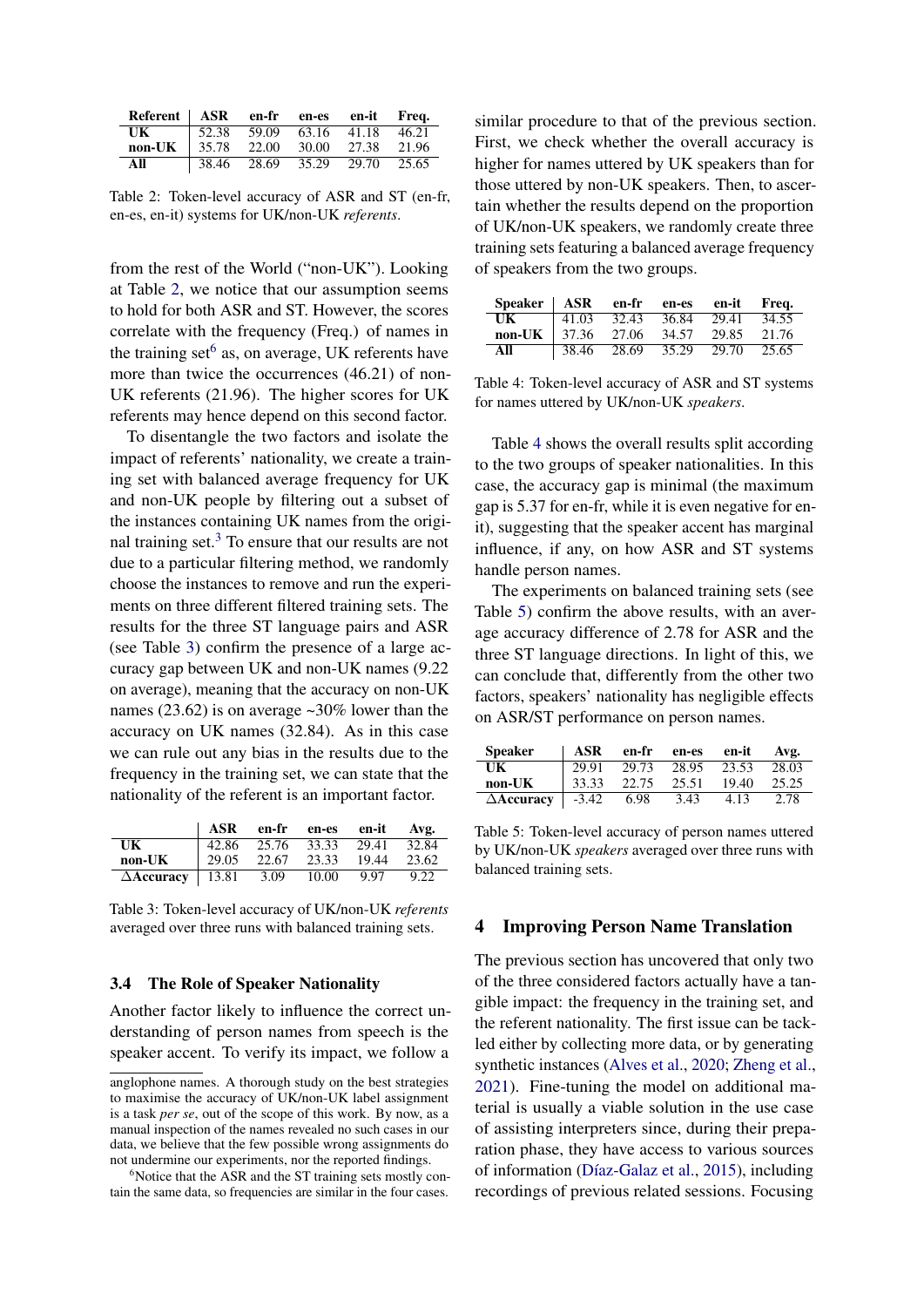| Referent | ASR | en-fr | en-es | en-it | Freq. |
|---|---|---|---|---|---|
| UK | 52.38 | 59.09 | 63.16 | 41.18 | 46.21 |
| non-UK | 35.78 | 22.00 | 30.00 | 27.38 | 21.96 |
| All | 38.46 | 28.69 | 35.29 | 29.70 | 25.65 |

Table 2: Token-level accuracy of ASR and ST (en-fr, en-es, en-it) systems for UK/non-UK *referents*.

from the rest of the World ("non-UK"). Looking at Table 2, we notice that our assumption seems to hold for both ASR and ST. However, the scores correlate with the frequency (Freq.) of names in the training set[6] as, on average, UK referents have more than twice the occurrences (46.21) of non-UK referents (21.96). The higher scores for UK referents may hence depend on this second factor.

To disentangle the two factors and isolate the impact of referents' nationality, we create a training set with balanced average frequency for UK and non-UK people by filtering out a subset of the instances containing UK names from the original training set.[3] To ensure that our results are not due to a particular filtering method, we randomly choose the instances to remove and run the experiments on three different filtered training sets. The results for the three ST language pairs and ASR (see Table 3) confirm the presence of a large accuracy gap between UK and non-UK names (9.22 on average), meaning that the accuracy on non-UK names (23.62) is on average ~30% lower than the accuracy on UK names (32.84). As in this case we can rule out any bias in the results due to the frequency in the training set, we can state that the nationality of the referent is an important factor.

| | ASR | en-fr | en-es | en-it | Avg. |
|---|---|---|---|---|---|
| UK | 42.86 | 25.76 | 33.33 | 29.41 | 32.84 |
| non-UK | 29.05 | 22.67 | 23.33 | 19.44 | 23.62 |
| ΔAccuracy | 13.81 | 3.09 | 10.00 | 9.97 | 9.22 |

Table 3: Token-level accuracy of UK/non-UK *referents* averaged over three runs with balanced training sets.

### 3.4 The Role of Speaker Nationality

Another factor likely to influence the correct understanding of person names from speech is the speaker accent. To verify its impact, we follow a similar procedure to that of the previous section. First, we check whether the overall accuracy is higher for names uttered by UK speakers than for those uttered by non-UK speakers. Then, to ascertain whether the results depend on the proportion of UK/non-UK speakers, we randomly create three training sets featuring a balanced average frequency of speakers from the two groups.

| Speaker | ASR | en-fr | en-es | en-it | Freq. |
|---|---|---|---|---|---|
| UK | 41.03 | 32.43 | 36.84 | 29.41 | 34.55 |
| non-UK | 37.36 | 27.06 | 34.57 | 29.85 | 21.76 |
| All | 38.46 | 28.69 | 35.29 | 29.70 | 25.65 |

Table 4: Token-level accuracy of ASR and ST systems for names uttered by UK/non-UK *speakers*.

Table 4 shows the overall results split according to the two groups of speaker nationalities. In this case, the accuracy gap is minimal (the maximum gap is 5.37 for en-fr, while it is even negative for en-it), suggesting that the speaker accent has marginal influence, if any, on how ASR and ST systems handle person names.

The experiments on balanced training sets (see Table 5) confirm the above results, with an average accuracy difference of 2.78 for ASR and the three ST language directions. In light of this, we can conclude that, differently from the other two factors, speakers' nationality has negligible effects on ASR/ST performance on person names.

| Speaker | ASR | en-fr | en-es | en-it | Avg. |
|---|---|---|---|---|---|
| UK | 29.91 | 29.73 | 28.95 | 23.53 | 28.03 |
| non-UK | 33.33 | 22.75 | 25.51 | 19.40 | 25.25 |
| ΔAccuracy | -3.42 | 6.98 | 3.43 | 4.13 | 2.78 |

Table 5: Token-level accuracy of person names uttered by UK/non-UK *speakers* averaged over three runs with balanced training sets.

## 4 Improving Person Name Translation

The previous section has uncovered that only two of the three considered factors actually have a tangible impact: the frequency in the training set, and the referent nationality. The first issue can be tackled either by collecting more data, or by generating synthetic instances (Alves et al., 2020; Zheng et al., 2021). Fine-tuning the model on additional material is usually a viable solution in the use case of assisting interpreters since, during their preparation phase, they have access to various sources of information (Díaz-Galaz et al., 2015), including recordings of previous related sessions. Focusing

anglophone names. A thorough study on the best strategies to maximise the accuracy of UK/non-UK label assignment is a task *per se*, out of the scope of this work. By now, as a manual inspection of the names revealed no such cases in our data, we believe that the few possible wrong assignments do not undermine our experiments, nor the reported findings.

[6]Notice that the ASR and the ST training sets mostly contain the same data, so frequencies are similar in the four cases.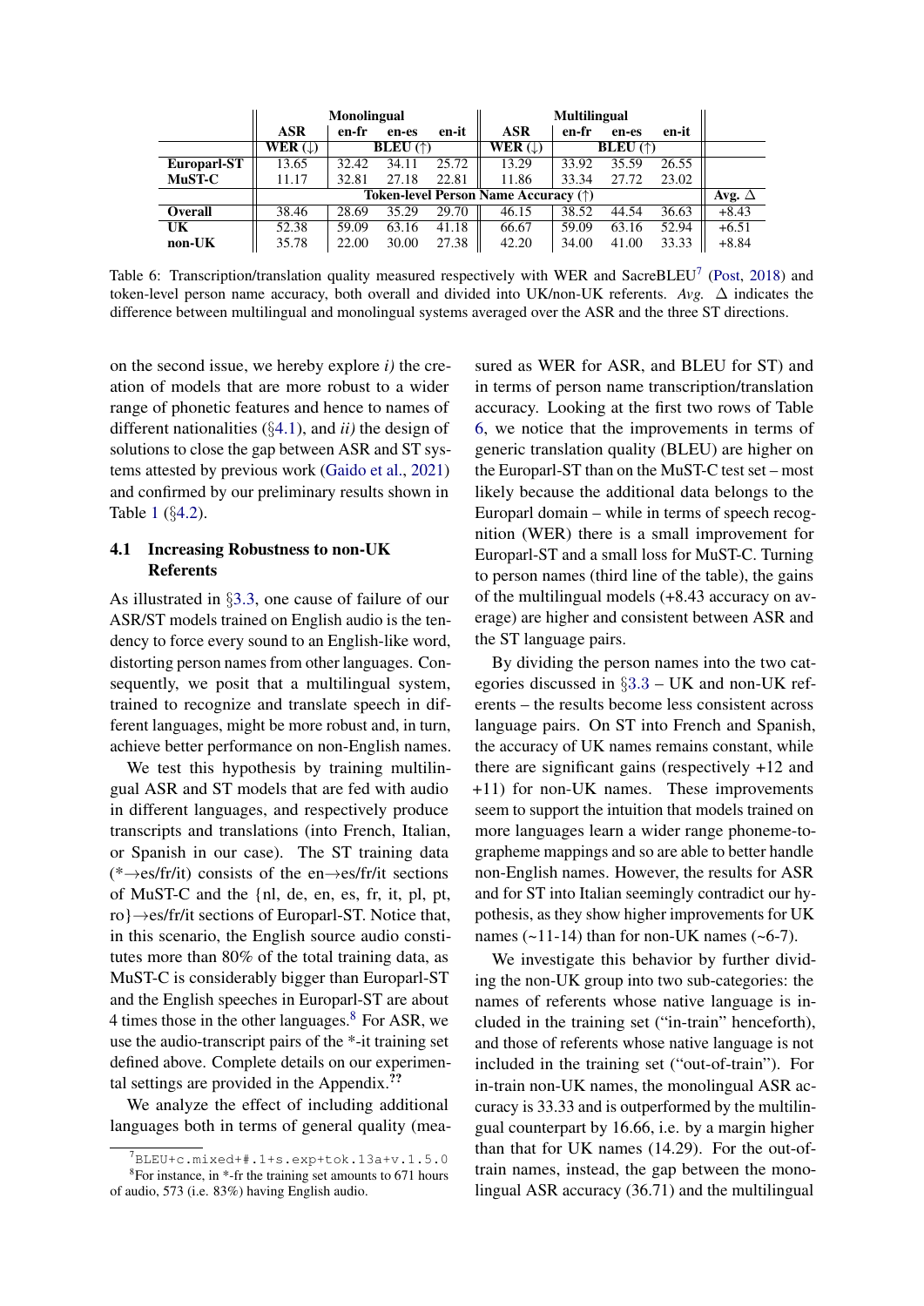| | Monolingual | | | | Multilingual | | | | |
|---|---|---|---|---|---|---|---|---|---|
| | ASR | en-fr | en-es | en-it | ASR | en-fr | en-es | en-it | |
| | WER (↓) | BLEU (↑) | | | WER (↓) | BLEU (↑) | | | |
| **Europarl-ST** | 13.65 | 32.42 | 34.11 | 25.72 | 13.29 | 33.92 | 35.59 | 26.55 | |
| **MuST-C** | 11.17 | 32.81 | 27.18 | 22.81 | 11.86 | 33.34 | 27.72 | 23.02 | |
| | Token-level Person Name Accuracy (↑) | | | | | | | | Avg. Δ |
| **Overall** | 38.46 | 28.69 | 35.29 | 29.70 | 46.15 | 38.52 | 44.54 | 36.63 | +8.43 |
| **UK** | 52.38 | 59.09 | 63.16 | 41.18 | 66.67 | 59.09 | 63.16 | 52.94 | +6.51 |
| **non-UK** | 35.78 | 22.00 | 30.00 | 27.38 | 42.20 | 34.00 | 41.00 | 33.33 | +8.84 |

Table 6: Transcription/translation quality measured respectively with WER and SacreBLEU[7] (Post, 2018) and token-level person name accuracy, both overall and divided into UK/non-UK referents. *Avg.* Δ indicates the difference between multilingual and monolingual systems averaged over the ASR and the three ST directions.

on the second issue, we hereby explore *i)* the creation of models that are more robust to a wider range of phonetic features and hence to names of different nationalities (§4.1), and *ii)* the design of solutions to close the gap between ASR and ST systems attested by previous work (Gaido et al., 2021) and confirmed by our preliminary results shown in Table 1 (§4.2).

### 4.1 Increasing Robustness to non-UK Referents

As illustrated in §3.3, one cause of failure of our ASR/ST models trained on English audio is the tendency to force every sound to an English-like word, distorting person names from other languages. Consequently, we posit that a multilingual system, trained to recognize and translate speech in different languages, might be more robust and, in turn, achieve better performance on non-English names.

We test this hypothesis by training multilingual ASR and ST models that are fed with audio in different languages, and respectively produce transcripts and translations (into French, Italian, or Spanish in our case). The ST training data (*→es/fr/it) consists of the en→es/fr/it sections of MuST-C and the {nl, de, en, es, fr, it, pl, pt, ro}→es/fr/it sections of Europarl-ST. Notice that, in this scenario, the English source audio constitutes more than 80% of the total training data, as MuST-C is considerably bigger than Europarl-ST and the English speeches in Europarl-ST are about 4 times those in the other languages.[8] For ASR, we use the audio-transcript pairs of the *-it training set defined above. Complete details on our experimental settings are provided in the Appendix.??

We analyze the effect of including additional languages both in terms of general quality (measured as WER for ASR, and BLEU for ST) and in terms of person name transcription/translation accuracy. Looking at the first two rows of Table 6, we notice that the improvements in terms of generic translation quality (BLEU) are higher on the Europarl-ST than on the MuST-C test set – most likely because the additional data belongs to the Europarl domain – while in terms of speech recognition (WER) there is a small improvement for Europarl-ST and a small loss for MuST-C. Turning to person names (third line of the table), the gains of the multilingual models (+8.43 accuracy on average) are higher and consistent between ASR and the ST language pairs.

By dividing the person names into the two categories discussed in §3.3 – UK and non-UK referents – the results become less consistent across language pairs. On ST into French and Spanish, the accuracy of UK names remains constant, while there are significant gains (respectively +12 and +11) for non-UK names. These improvements seem to support the intuition that models trained on more languages learn a wider range phoneme-to-grapheme mappings and so are able to better handle non-English names. However, the results for ASR and for ST into Italian seemingly contradict our hypothesis, as they show higher improvements for UK names (~11-14) than for non-UK names (~6-7).

We investigate this behavior by further dividing the non-UK group into two sub-categories: the names of referents whose native language is included in the training set ("in-train" henceforth), and those of referents whose native language is not included in the training set ("out-of-train"). For in-train non-UK names, the monolingual ASR accuracy is 33.33 and is outperformed by the multilingual counterpart by 16.66, i.e. by a margin higher than that for UK names (14.29). For the out-of-train names, instead, the gap between the monolingual ASR accuracy (36.71) and the multilingual

[7] BLEU+c.mixed+#.1+s.exp+tok.13a+v.1.5.0

[8] For instance, in *-fr the training set amounts to 671 hours of audio, 573 (i.e. 83%) having English audio.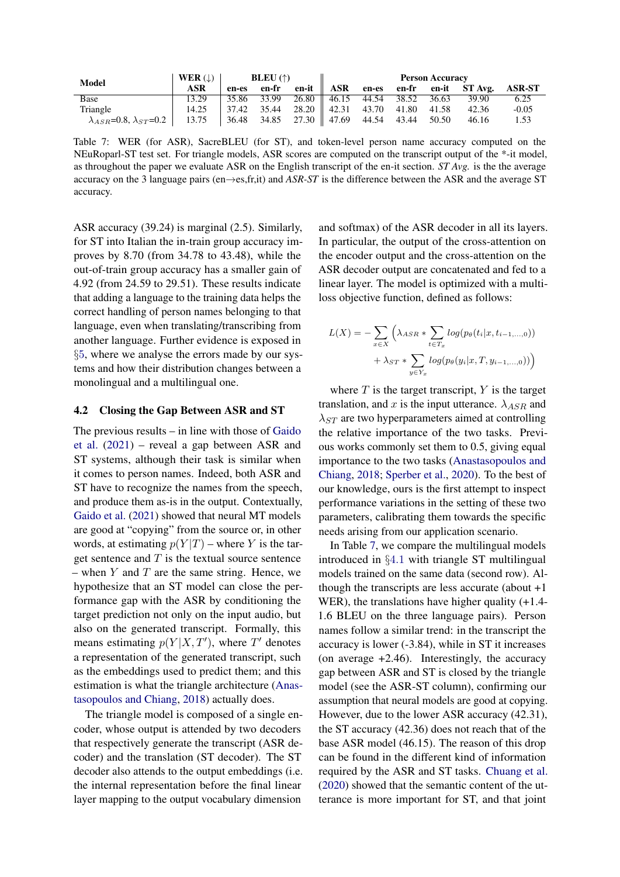| Model | WER (↓) | BLEU (↑) | | | Person Accuracy | | | | | |
|---|---|---|---|---|---|---|---|---|---|---|
| | ASR | en-es | en-fr | en-it | ASR | en-es | en-fr | en-it | ST Avg. | ASR-ST |
| Base | 13.29 | 35.86 | 33.99 | 26.80 | 46.15 | 44.54 | 38.52 | 36.63 | 39.90 | 6.25 |
| Triangle | 14.25 | 37.42 | 35.44 | 28.20 | 42.31 | 43.70 | 41.80 | 41.58 | 42.36 | -0.05 |
| $\lambda_{ASR}$=0.8, $\lambda_{ST}$=0.2 | 13.75 | 36.48 | 34.85 | 27.30 | 47.69 | 44.54 | 43.44 | 50.50 | 46.16 | 1.53 |

Table 7: WER (for ASR), SacreBLEU (for ST), and token-level person name accuracy computed on the NEuRoparl-ST test set. For triangle models, ASR scores are computed on the transcript output of the *-it model, as throughout the paper we evaluate ASR on the English transcript of the en-it section. *ST Avg.* is the the average accuracy on the 3 language pairs (en→es,fr,it) and *ASR-ST* is the difference between the ASR and the average ST accuracy.

ASR accuracy (39.24) is marginal (2.5). Similarly, for ST into Italian the in-train group accuracy improves by 8.70 (from 34.78 to 43.48), while the out-of-train group accuracy has a smaller gain of 4.92 (from 24.59 to 29.51). These results indicate that adding a language to the training data helps the correct handling of person names belonging to that language, even when translating/transcribing from another language. Further evidence is exposed in §5, where we analyse the errors made by our systems and how their distribution changes between a monolingual and a multilingual one.

## 4.2 Closing the Gap Between ASR and ST

The previous results – in line with those of Gaido et al. (2021) – reveal a gap between ASR and ST systems, although their task is similar when it comes to person names. Indeed, both ASR and ST have to recognize the names from the speech, and produce them as-is in the output. Contextually, Gaido et al. (2021) showed that neural MT models are good at "copying" from the source or, in other words, at estimating $p(Y|T)$ – where $Y$ is the target sentence and $T$ is the textual source sentence – when $Y$ and $T$ are the same string. Hence, we hypothesize that an ST model can close the performance gap with the ASR by conditioning the target prediction not only on the input audio, but also on the generated transcript. Formally, this means estimating $p(Y|X, T')$, where $T'$ denotes a representation of the generated transcript, such as the embeddings used to predict them; and this estimation is what the triangle architecture (Anastasopoulos and Chiang, 2018) actually does.

The triangle model is composed of a single encoder, whose output is attended by two decoders that respectively generate the transcript (ASR decoder) and the translation (ST decoder). The ST decoder also attends to the output embeddings (i.e. the internal representation before the final linear layer mapping to the output vocabulary dimension and softmax) of the ASR decoder in all its layers. In particular, the output of the cross-attention on the encoder output and the cross-attention on the ASR decoder output are concatenated and fed to a linear layer. The model is optimized with a multi-loss objective function, defined as follows:

$$L(X) = -\sum_{x \in X} \Big( \lambda_{ASR} * \sum_{t \in T_x} log(p_\theta(t_i|x, t_{i-1,...,0})) + \lambda_{ST} * \sum_{y \in Y_x} log(p_\theta(y_i|x, T, y_{i-1,...,0})) \Big)$$

where $T$ is the target transcript, $Y$ is the target translation, and $x$ is the input utterance. $\lambda_{ASR}$ and $\lambda_{ST}$ are two hyperparameters aimed at controlling the relative importance of the two tasks. Previous works commonly set them to 0.5, giving equal importance to the two tasks (Anastasopoulos and Chiang, 2018; Sperber et al., 2020). To the best of our knowledge, ours is the first attempt to inspect performance variations in the setting of these two parameters, calibrating them towards the specific needs arising from our application scenario.

In Table 7, we compare the multilingual models introduced in §4.1 with triangle ST multilingual models trained on the same data (second row). Although the transcripts are less accurate (about +1 WER), the translations have higher quality (+1.4-1.6 BLEU on the three language pairs). Person names follow a similar trend: in the transcript the accuracy is lower (-3.84), while in ST it increases (on average +2.46). Interestingly, the accuracy gap between ASR and ST is closed by the triangle model (see the ASR-ST column), confirming our assumption that neural models are good at copying. However, due to the lower ASR accuracy (42.31), the ST accuracy (42.36) does not reach that of the base ASR model (46.15). The reason of this drop can be found in the different kind of information required by the ASR and ST tasks. Chuang et al. (2020) showed that the semantic content of the utterance is more important for ST, and that joint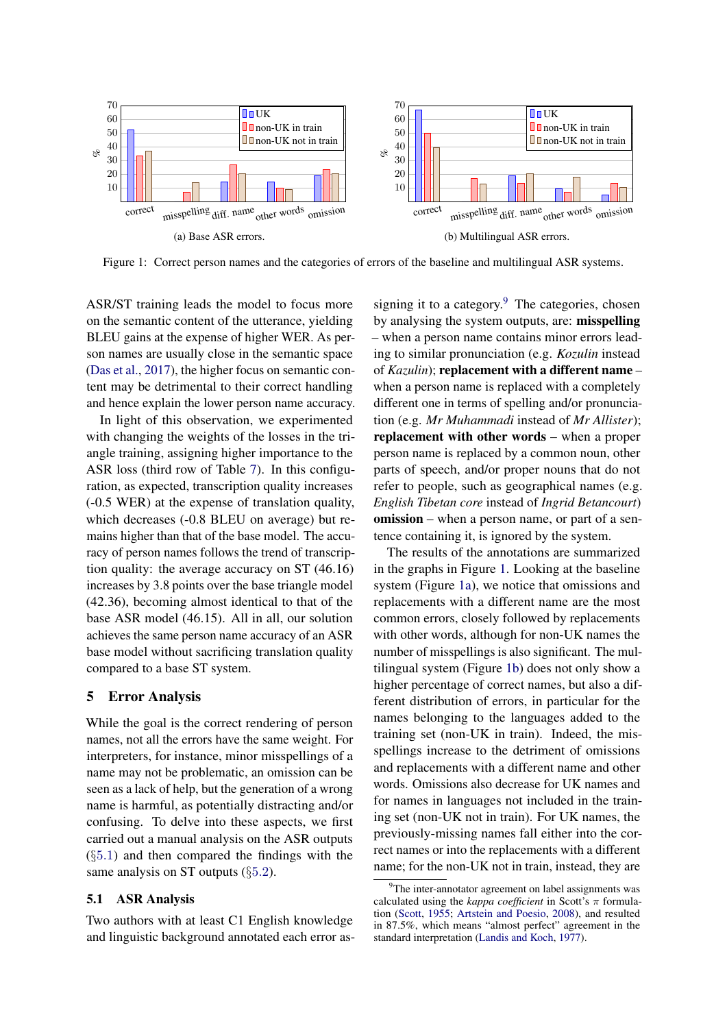Figure 1: Correct person names and the categories of errors of the baseline and multilingual ASR systems.

(a) Base ASR errors.

(b) Multilingual ASR errors.

ASR/ST training leads the model to focus more on the semantic content of the utterance, yielding BLEU gains at the expense of higher WER. As person names are usually close in the semantic space (Das et al., 2017), the higher focus on semantic content may be detrimental to their correct handling and hence explain the lower person name accuracy.

In light of this observation, we experimented with changing the weights of the losses in the triangle training, assigning higher importance to the ASR loss (third row of Table 7). In this configuration, as expected, transcription quality increases (-0.5 WER) at the expense of translation quality, which decreases (-0.8 BLEU on average) but remains higher than that of the base model. The accuracy of person names follows the trend of transcription quality: the average accuracy on ST (46.16) increases by 3.8 points over the base triangle model (42.36), becoming almost identical to that of the base ASR model (46.15). All in all, our solution achieves the same person name accuracy of an ASR base model without sacrificing translation quality compared to a base ST system.

## 5 Error Analysis

While the goal is the correct rendering of person names, not all the errors have the same weight. For interpreters, for instance, minor misspellings of a name may not be problematic, an omission can be seen as a lack of help, but the generation of a wrong name is harmful, as potentially distracting and/or confusing. To delve into these aspects, we first carried out a manual analysis on the ASR outputs (§5.1) and then compared the findings with the same analysis on ST outputs (§5.2).

### 5.1 ASR Analysis

Two authors with at least C1 English knowledge and linguistic background annotated each error assigning it to a category.[9] The categories, chosen by analysing the system outputs, are: **misspelling** – when a person name contains minor errors leading to similar pronunciation (e.g. *Kozulin* instead of *Kazulin*); **replacement with a different name** – when a person name is replaced with a completely different one in terms of spelling and/or pronunciation (e.g. *Mr Muhammadi* instead of *Mr Allister*); **replacement with other words** – when a proper person name is replaced by a common noun, other parts of speech, and/or proper nouns that do not refer to people, such as geographical names (e.g. *English Tibetan core* instead of *Ingrid Betancourt*) **omission** – when a person name, or part of a sentence containing it, is ignored by the system.

The results of the annotations are summarized in the graphs in Figure 1. Looking at the baseline system (Figure 1a), we notice that omissions and replacements with a different name are the most common errors, closely followed by replacements with other words, although for non-UK names the number of misspellings is also significant. The multilingual system (Figure 1b) does not only show a higher percentage of correct names, but also a different distribution of errors, in particular for the names belonging to the languages added to the training set (non-UK in train). Indeed, the misspellings increase to the detriment of omissions and replacements with a different name and other words. Omissions also decrease for UK names and for names in languages not included in the training set (non-UK not in train). For UK names, the previously-missing names fall either into the correct names or into the replacements with a different name; for the non-UK not in train, instead, they are

[9]The inter-annotator agreement on label assignments was calculated using the *kappa coefficient* in Scott's $\pi$ formulation (Scott, 1955; Artstein and Poesio, 2008), and resulted in 87.5%, which means "almost perfect" agreement in the standard interpretation (Landis and Koch, 1977).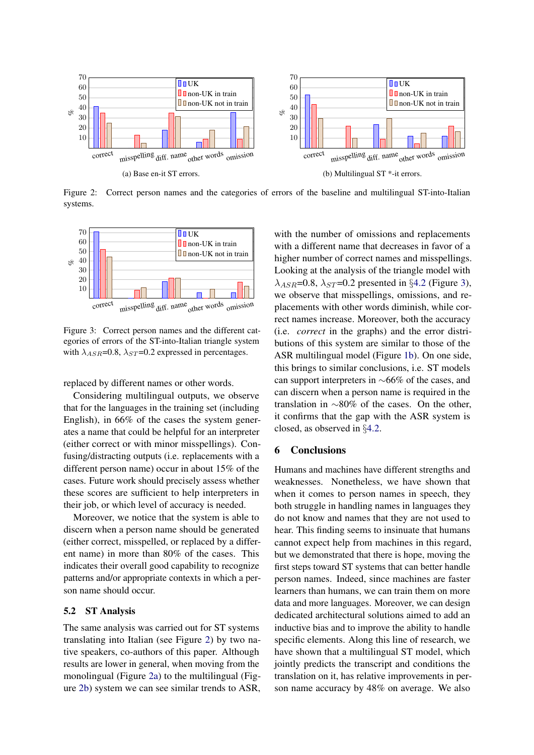(a) Base en-it ST errors.

(b) Multilingual ST *-it errors.

Figure 2: Correct person names and the categories of errors of the baseline and multilingual ST-into-Italian systems.

Figure 3: Correct person names and the different categories of errors of the ST-into-Italian triangle system with $\lambda_{ASR}$=0.8, $\lambda_{ST}$=0.2 expressed in percentages.

replaced by different names or other words.

Considering multilingual outputs, we observe that for the languages in the training set (including English), in 66% of the cases the system generates a name that could be helpful for an interpreter (either correct or with minor misspellings). Confusing/distracting outputs (i.e. replacements with a different person name) occur in about 15% of the cases. Future work should precisely assess whether these scores are sufficient to help interpreters in their job, or which level of accuracy is needed.

Moreover, we notice that the system is able to discern when a person name should be generated (either correct, misspelled, or replaced by a different name) in more than 80% of the cases. This indicates their overall good capability to recognize patterns and/or appropriate contexts in which a person name should occur.

### 5.2 ST Analysis

The same analysis was carried out for ST systems translating into Italian (see Figure 2) by two native speakers, co-authors of this paper. Although results are lower in general, when moving from the monolingual (Figure 2a) to the multilingual (Figure 2b) system we can see similar trends to ASR, with the number of omissions and replacements with a different name that decreases in favor of a higher number of correct names and misspellings. Looking at the analysis of the triangle model with $\lambda_{ASR}$=0.8, $\lambda_{ST}$=0.2 presented in §4.2 (Figure 3), we observe that misspellings, omissions, and replacements with other words diminish, while correct names increase. Moreover, both the accuracy (i.e. *correct* in the graphs) and the error distributions of this system are similar to those of the ASR multilingual model (Figure 1b). On one side, this brings to similar conclusions, i.e. ST models can support interpreters in ~66% of the cases, and can discern when a person name is required in the translation in ~80% of the cases. On the other, it confirms that the gap with the ASR system is closed, as observed in §4.2.

## 6 Conclusions

Humans and machines have different strengths and weaknesses. Nonetheless, we have shown that when it comes to person names in speech, they both struggle in handling names in languages they do not know and names that they are not used to hear. This finding seems to insinuate that humans cannot expect help from machines in this regard, but we demonstrated that there is hope, moving the first steps toward ST systems that can better handle person names. Indeed, since machines are faster learners than humans, we can train them on more data and more languages. Moreover, we can design dedicated architectural solutions aimed to add an inductive bias and to improve the ability to handle specific elements. Along this line of research, we have shown that a multilingual ST model, which jointly predicts the transcript and conditions the translation on it, has relative improvements in person name accuracy by 48% on average. We also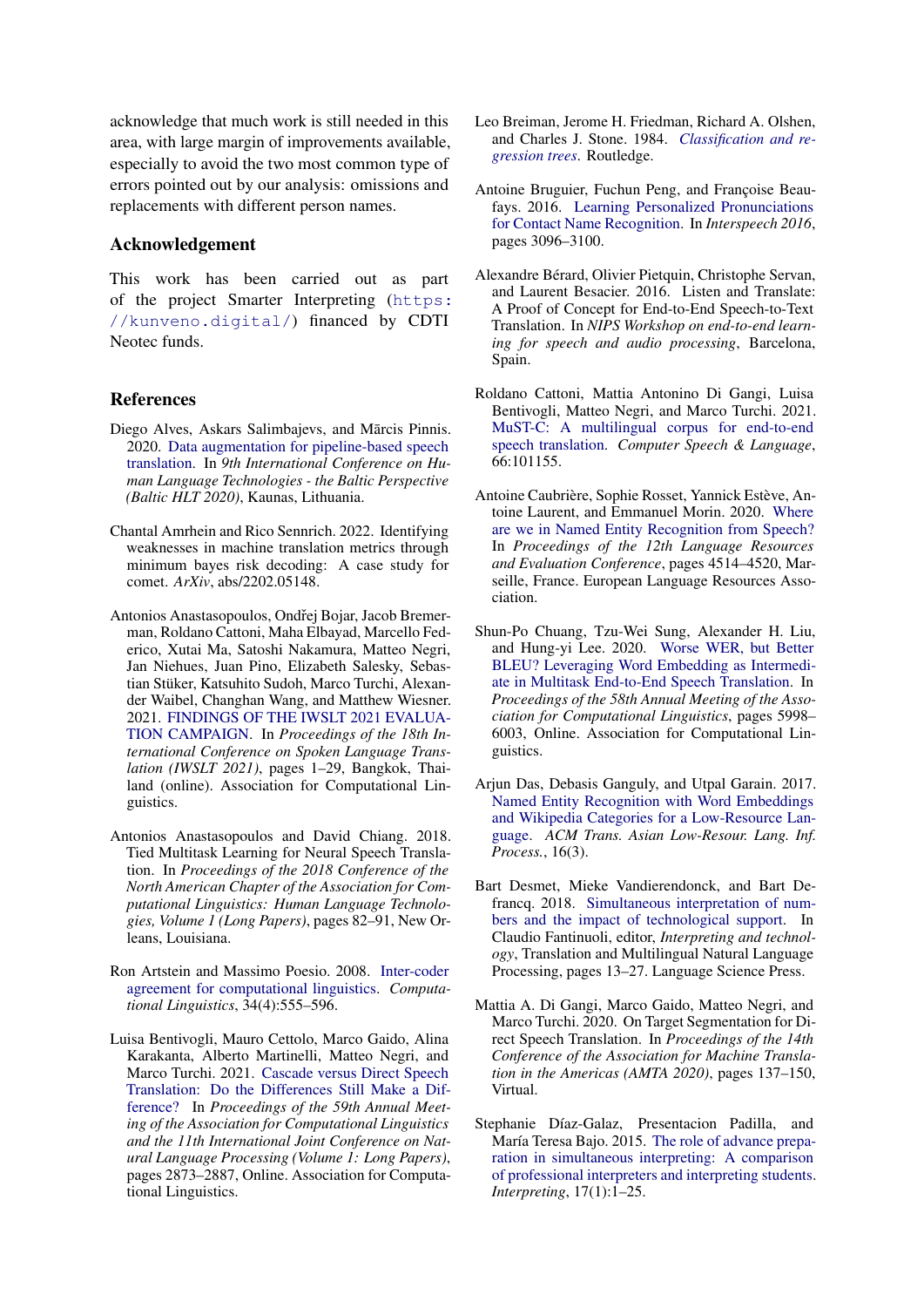acknowledge that much work is still needed in this area, with large margin of improvements available, especially to avoid the two most common type of errors pointed out by our analysis: omissions and replacements with different person names.

## Acknowledgement

This work has been carried out as part of the project Smarter Interpreting (https://kunveno.digital/) financed by CDTI Neotec funds.

## References

Diego Alves, Askars Salimbajevs, and Mārcis Pinnis. 2020. Data augmentation for pipeline-based speech translation. In *9th International Conference on Human Language Technologies - the Baltic Perspective (Baltic HLT 2020)*, Kaunas, Lithuania.

Chantal Amrhein and Rico Sennrich. 2022. Identifying weaknesses in machine translation metrics through minimum bayes risk decoding: A case study for comet. *ArXiv*, abs/2202.05148.

Antonios Anastasopoulos, Ondřej Bojar, Jacob Bremerman, Roldano Cattoni, Maha Elbayad, Marcello Federico, Xutai Ma, Satoshi Nakamura, Matteo Negri, Jan Niehues, Juan Pino, Elizabeth Salesky, Sebastian Stüker, Katsuhito Sudoh, Marco Turchi, Alexander Waibel, Changhan Wang, and Matthew Wiesner. 2021. FINDINGS OF THE IWSLT 2021 EVALUATION CAMPAIGN. In *Proceedings of the 18th International Conference on Spoken Language Translation (IWSLT 2021)*, pages 1–29, Bangkok, Thailand (online). Association for Computational Linguistics.

Antonios Anastasopoulos and David Chiang. 2018. Tied Multitask Learning for Neural Speech Translation. In *Proceedings of the 2018 Conference of the North American Chapter of the Association for Computational Linguistics: Human Language Technologies, Volume 1 (Long Papers)*, pages 82–91, New Orleans, Louisiana.

Ron Artstein and Massimo Poesio. 2008. Inter-coder agreement for computational linguistics. *Computational Linguistics*, 34(4):555–596.

Luisa Bentivogli, Mauro Cettolo, Marco Gaido, Alina Karakanta, Alberto Martinelli, Matteo Negri, and Marco Turchi. 2021. Cascade versus Direct Speech Translation: Do the Differences Still Make a Difference? In *Proceedings of the 59th Annual Meeting of the Association for Computational Linguistics and the 11th International Joint Conference on Natural Language Processing (Volume 1: Long Papers)*, pages 2873–2887, Online. Association for Computational Linguistics.

Leo Breiman, Jerome H. Friedman, Richard A. Olshen, and Charles J. Stone. 1984. *Classification and regression trees*. Routledge.

Antoine Bruguier, Fuchun Peng, and Françoise Beaufays. 2016. Learning Personalized Pronunciations for Contact Name Recognition. In *Interspeech 2016*, pages 3096–3100.

Alexandre Bérard, Olivier Pietquin, Christophe Servan, and Laurent Besacier. 2016. Listen and Translate: A Proof of Concept for End-to-End Speech-to-Text Translation. In *NIPS Workshop on end-to-end learning for speech and audio processing*, Barcelona, Spain.

Roldano Cattoni, Mattia Antonino Di Gangi, Luisa Bentivogli, Matteo Negri, and Marco Turchi. 2021. MuST-C: A multilingual corpus for end-to-end speech translation. *Computer Speech & Language*, 66:101155.

Antoine Caubrière, Sophie Rosset, Yannick Estève, Antoine Laurent, and Emmanuel Morin. 2020. Where are we in Named Entity Recognition from Speech? In *Proceedings of the 12th Language Resources and Evaluation Conference*, pages 4514–4520, Marseille, France. European Language Resources Association.

Shun-Po Chuang, Tzu-Wei Sung, Alexander H. Liu, and Hung-yi Lee. 2020. Worse WER, but Better BLEU? Leveraging Word Embedding as Intermediate in Multitask End-to-End Speech Translation. In *Proceedings of the 58th Annual Meeting of the Association for Computational Linguistics*, pages 5998–6003, Online. Association for Computational Linguistics.

Arjun Das, Debasis Ganguly, and Utpal Garain. 2017. Named Entity Recognition with Word Embeddings and Wikipedia Categories for a Low-Resource Language. *ACM Trans. Asian Low-Resour. Lang. Inf. Process.*, 16(3).

Bart Desmet, Mieke Vandierendonck, and Bart Defrancq. 2018. Simultaneous interpretation of numbers and the impact of technological support. In Claudio Fantinuoli, editor, *Interpreting and technology*, Translation and Multilingual Natural Language Processing, pages 13–27. Language Science Press.

Mattia A. Di Gangi, Marco Gaido, Matteo Negri, and Marco Turchi. 2020. On Target Segmentation for Direct Speech Translation. In *Proceedings of the 14th Conference of the Association for Machine Translation in the Americas (AMTA 2020)*, pages 137–150, Virtual.

Stephanie Díaz-Galaz, Presentacion Padilla, and María Teresa Bajo. 2015. The role of advance preparation in simultaneous interpreting: A comparison of professional interpreters and interpreting students. *Interpreting*, 17(1):1–25.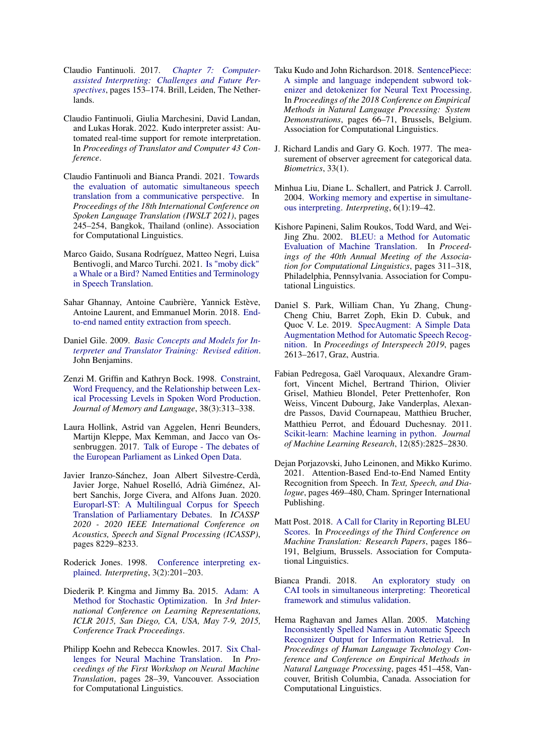Claudio Fantinuoli. 2017. *Chapter 7: Computer-assisted Interpreting: Challenges and Future Perspectives*, pages 153–174. Brill, Leiden, The Netherlands.

Claudio Fantinuoli, Giulia Marchesini, David Landan, and Lukas Horak. 2022. Kudo interpreter assist: Automated real-time support for remote interpretation. In *Proceedings of Translator and Computer 43 Conference*.

Claudio Fantinuoli and Bianca Prandi. 2021. Towards the evaluation of automatic simultaneous speech translation from a communicative perspective. In *Proceedings of the 18th International Conference on Spoken Language Translation (IWSLT 2021)*, pages 245–254, Bangkok, Thailand (online). Association for Computational Linguistics.

Marco Gaido, Susana Rodríguez, Matteo Negri, Luisa Bentivogli, and Marco Turchi. 2021. Is "moby dick" a Whale or a Bird? Named Entities and Terminology in Speech Translation.

Sahar Ghannay, Antoine Caubrière, Yannick Estève, Antoine Laurent, and Emmanuel Morin. 2018. End-to-end named entity extraction from speech.

Daniel Gile. 2009. *Basic Concepts and Models for Interpreter and Translator Training: Revised edition*. John Benjamins.

Zenzi M. Griffin and Kathryn Bock. 1998. Constraint, Word Frequency, and the Relationship between Lexical Processing Levels in Spoken Word Production. *Journal of Memory and Language*, 38(3):313–338.

Laura Hollink, Astrid van Aggelen, Henri Beunders, Martijn Kleppe, Max Kemman, and Jacco van Ossenbruggen. 2017. Talk of Europe - The debates of the European Parliament as Linked Open Data.

Javier Iranzo-Sánchez, Joan Albert Silvestre-Cerdà, Javier Jorge, Nahuel Roselló, Adrià Giménez, Albert Sanchis, Jorge Civera, and Alfons Juan. 2020. Europarl-ST: A Multilingual Corpus for Speech Translation of Parliamentary Debates. In *ICASSP 2020 - 2020 IEEE International Conference on Acoustics, Speech and Signal Processing (ICASSP)*, pages 8229–8233.

Roderick Jones. 1998. Conference interpreting explained. *Interpreting*, 3(2):201–203.

Diederik P. Kingma and Jimmy Ba. 2015. Adam: A Method for Stochastic Optimization. In *3rd International Conference on Learning Representations, ICLR 2015, San Diego, CA, USA, May 7-9, 2015, Conference Track Proceedings*.

Philipp Koehn and Rebecca Knowles. 2017. Six Challenges for Neural Machine Translation. In *Proceedings of the First Workshop on Neural Machine Translation*, pages 28–39, Vancouver. Association for Computational Linguistics.

Taku Kudo and John Richardson. 2018. SentencePiece: A simple and language independent subword tokenizer and detokenizer for Neural Text Processing. In *Proceedings of the 2018 Conference on Empirical Methods in Natural Language Processing: System Demonstrations*, pages 66–71, Brussels, Belgium. Association for Computational Linguistics.

J. Richard Landis and Gary G. Koch. 1977. The measurement of observer agreement for categorical data. *Biometrics*, 33(1).

Minhua Liu, Diane L. Schallert, and Patrick J. Carroll. 2004. Working memory and expertise in simultaneous interpreting. *Interpreting*, 6(1):19–42.

Kishore Papineni, Salim Roukos, Todd Ward, and Wei-Jing Zhu. 2002. BLEU: a Method for Automatic Evaluation of Machine Translation. In *Proceedings of the 40th Annual Meeting of the Association for Computational Linguistics*, pages 311–318, Philadelphia, Pennsylvania. Association for Computational Linguistics.

Daniel S. Park, William Chan, Yu Zhang, Chung-Cheng Chiu, Barret Zoph, Ekin D. Cubuk, and Quoc V. Le. 2019. SpecAugment: A Simple Data Augmentation Method for Automatic Speech Recognition. In *Proceedings of Interspeech 2019*, pages 2613–2617, Graz, Austria.

Fabian Pedregosa, Gaël Varoquaux, Alexandre Gramfort, Vincent Michel, Bertrand Thirion, Olivier Grisel, Mathieu Blondel, Peter Prettenhofer, Ron Weiss, Vincent Dubourg, Jake Vanderplas, Alexandre Passos, David Cournapeau, Matthieu Brucher, Matthieu Perrot, and Édouard Duchesnay. 2011. Scikit-learn: Machine learning in python. *Journal of Machine Learning Research*, 12(85):2825–2830.

Dejan Porjazovski, Juho Leinonen, and Mikko Kurimo. 2021. Attention-Based End-to-End Named Entity Recognition from Speech. In *Text, Speech, and Dialogue*, pages 469–480, Cham. Springer International Publishing.

Matt Post. 2018. A Call for Clarity in Reporting BLEU Scores. In *Proceedings of the Third Conference on Machine Translation: Research Papers*, pages 186–191, Belgium, Brussels. Association for Computational Linguistics.

Bianca Prandi. 2018. An exploratory study on CAI tools in simultaneous interpreting: Theoretical framework and stimulus validation.

Hema Raghavan and James Allan. 2005. Matching Inconsistently Spelled Names in Automatic Speech Recognizer Output for Information Retrieval. In *Proceedings of Human Language Technology Conference and Conference on Empirical Methods in Natural Language Processing*, pages 451–458, Vancouver, British Columbia, Canada. Association for Computational Linguistics.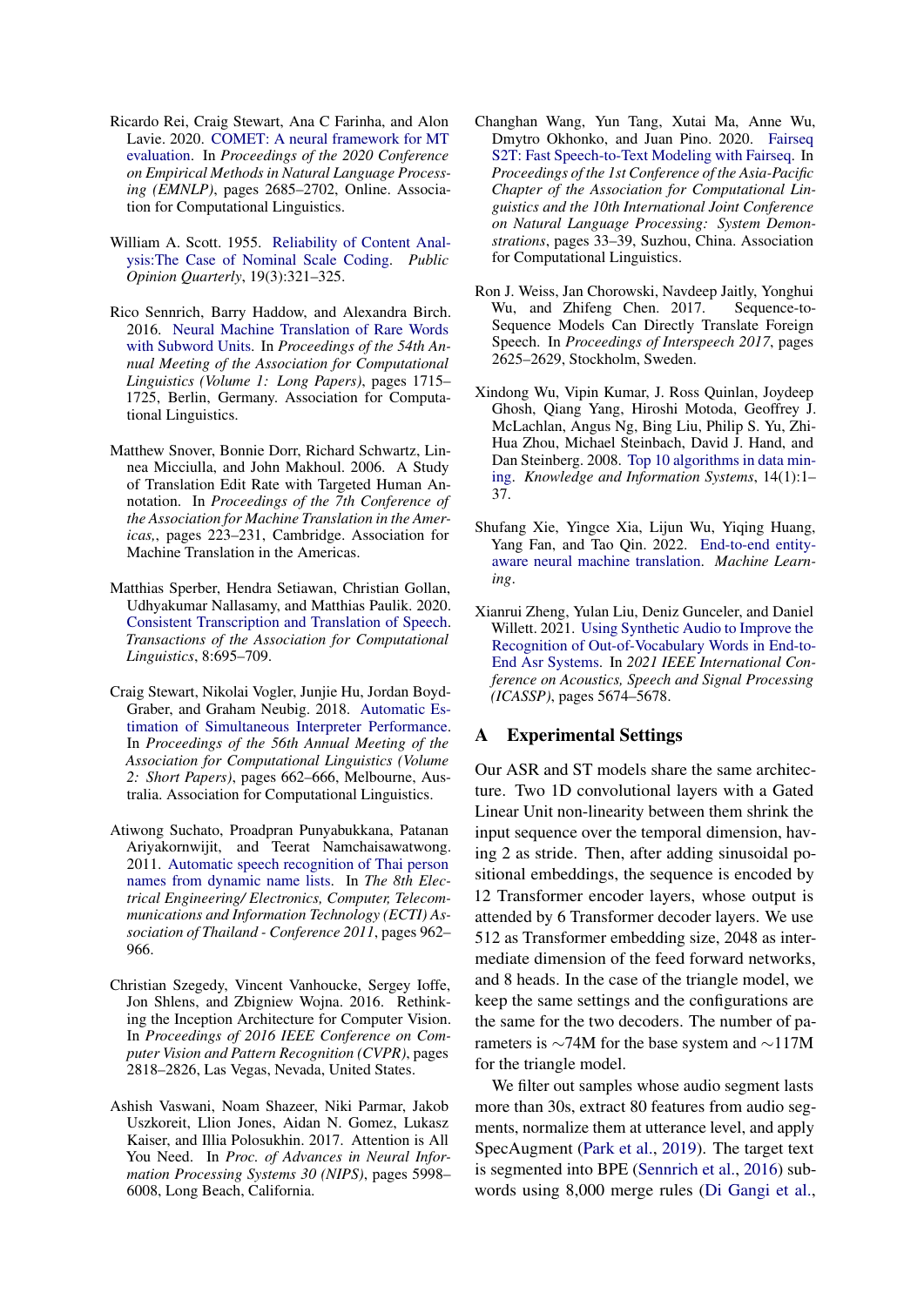Ricardo Rei, Craig Stewart, Ana C Farinha, and Alon Lavie. 2020. COMET: A neural framework for MT evaluation. In *Proceedings of the 2020 Conference on Empirical Methods in Natural Language Processing (EMNLP)*, pages 2685–2702, Online. Association for Computational Linguistics.

William A. Scott. 1955. Reliability of Content Analysis:The Case of Nominal Scale Coding. *Public Opinion Quarterly*, 19(3):321–325.

Rico Sennrich, Barry Haddow, and Alexandra Birch. 2016. Neural Machine Translation of Rare Words with Subword Units. In *Proceedings of the 54th Annual Meeting of the Association for Computational Linguistics (Volume 1: Long Papers)*, pages 1715–1725, Berlin, Germany. Association for Computational Linguistics.

Matthew Snover, Bonnie Dorr, Richard Schwartz, Linnea Micciulla, and John Makhoul. 2006. A Study of Translation Edit Rate with Targeted Human Annotation. In *Proceedings of the 7th Conference of the Association for Machine Translation in the Americas,*, pages 223–231, Cambridge. Association for Machine Translation in the Americas.

Matthias Sperber, Hendra Setiawan, Christian Gollan, Udhyakumar Nallasamy, and Matthias Paulik. 2020. Consistent Transcription and Translation of Speech. *Transactions of the Association for Computational Linguistics*, 8:695–709.

Craig Stewart, Nikolai Vogler, Junjie Hu, Jordan Boyd-Graber, and Graham Neubig. 2018. Automatic Estimation of Simultaneous Interpreter Performance. In *Proceedings of the 56th Annual Meeting of the Association for Computational Linguistics (Volume 2: Short Papers)*, pages 662–666, Melbourne, Australia. Association for Computational Linguistics.

Atiwong Suchato, Proadpran Punyabukkana, Patanan Ariyakornwijit, and Teerat Namchaisawatwong. 2011. Automatic speech recognition of Thai person names from dynamic name lists. In *The 8th Electrical Engineering/ Electronics, Computer, Telecommunications and Information Technology (ECTI) Association of Thailand - Conference 2011*, pages 962–966.

Christian Szegedy, Vincent Vanhoucke, Sergey Ioffe, Jon Shlens, and Zbigniew Wojna. 2016. Rethinking the Inception Architecture for Computer Vision. In *Proceedings of 2016 IEEE Conference on Computer Vision and Pattern Recognition (CVPR)*, pages 2818–2826, Las Vegas, Nevada, United States.

Ashish Vaswani, Noam Shazeer, Niki Parmar, Jakob Uszkoreit, Llion Jones, Aidan N. Gomez, Lukasz Kaiser, and Illia Polosukhin. 2017. Attention is All You Need. In *Proc. of Advances in Neural Information Processing Systems 30 (NIPS)*, pages 5998–6008, Long Beach, California.

Changhan Wang, Yun Tang, Xutai Ma, Anne Wu, Dmytro Okhonko, and Juan Pino. 2020. Fairseq S2T: Fast Speech-to-Text Modeling with Fairseq. In *Proceedings of the 1st Conference of the Asia-Pacific Chapter of the Association for Computational Linguistics and the 10th International Joint Conference on Natural Language Processing: System Demonstrations*, pages 33–39, Suzhou, China. Association for Computational Linguistics.

Ron J. Weiss, Jan Chorowski, Navdeep Jaitly, Yonghui Wu, and Zhifeng Chen. 2017. Sequence-to-Sequence Models Can Directly Translate Foreign Speech. In *Proceedings of Interspeech 2017*, pages 2625–2629, Stockholm, Sweden.

Xindong Wu, Vipin Kumar, J. Ross Quinlan, Joydeep Ghosh, Qiang Yang, Hiroshi Motoda, Geoffrey J. McLachlan, Angus Ng, Bing Liu, Philip S. Yu, Zhi-Hua Zhou, Michael Steinbach, David J. Hand, and Dan Steinberg. 2008. Top 10 algorithms in data mining. *Knowledge and Information Systems*, 14(1):1–37.

Shufang Xie, Yingce Xia, Lijun Wu, Yiqing Huang, Yang Fan, and Tao Qin. 2022. End-to-end entity-aware neural machine translation. *Machine Learning*.

Xianrui Zheng, Yulan Liu, Deniz Gunceler, and Daniel Willett. 2021. Using Synthetic Audio to Improve the Recognition of Out-of-Vocabulary Words in End-to-End Asr Systems. In *2021 IEEE International Conference on Acoustics, Speech and Signal Processing (ICASSP)*, pages 5674–5678.

## A Experimental Settings

Our ASR and ST models share the same architecture. Two 1D convolutional layers with a Gated Linear Unit non-linearity between them shrink the input sequence over the temporal dimension, having 2 as stride. Then, after adding sinusoidal positional embeddings, the sequence is encoded by 12 Transformer encoder layers, whose output is attended by 6 Transformer decoder layers. We use 512 as Transformer embedding size, 2048 as intermediate dimension of the feed forward networks, and 8 heads. In the case of the triangle model, we keep the same settings and the configurations are the same for the two decoders. The number of parameters is ∼74M for the base system and ∼117M for the triangle model.

We filter out samples whose audio segment lasts more than 30s, extract 80 features from audio segments, normalize them at utterance level, and apply SpecAugment (Park et al., 2019). The target text is segmented into BPE (Sennrich et al., 2016) subwords using 8,000 merge rules (Di Gangi et al.,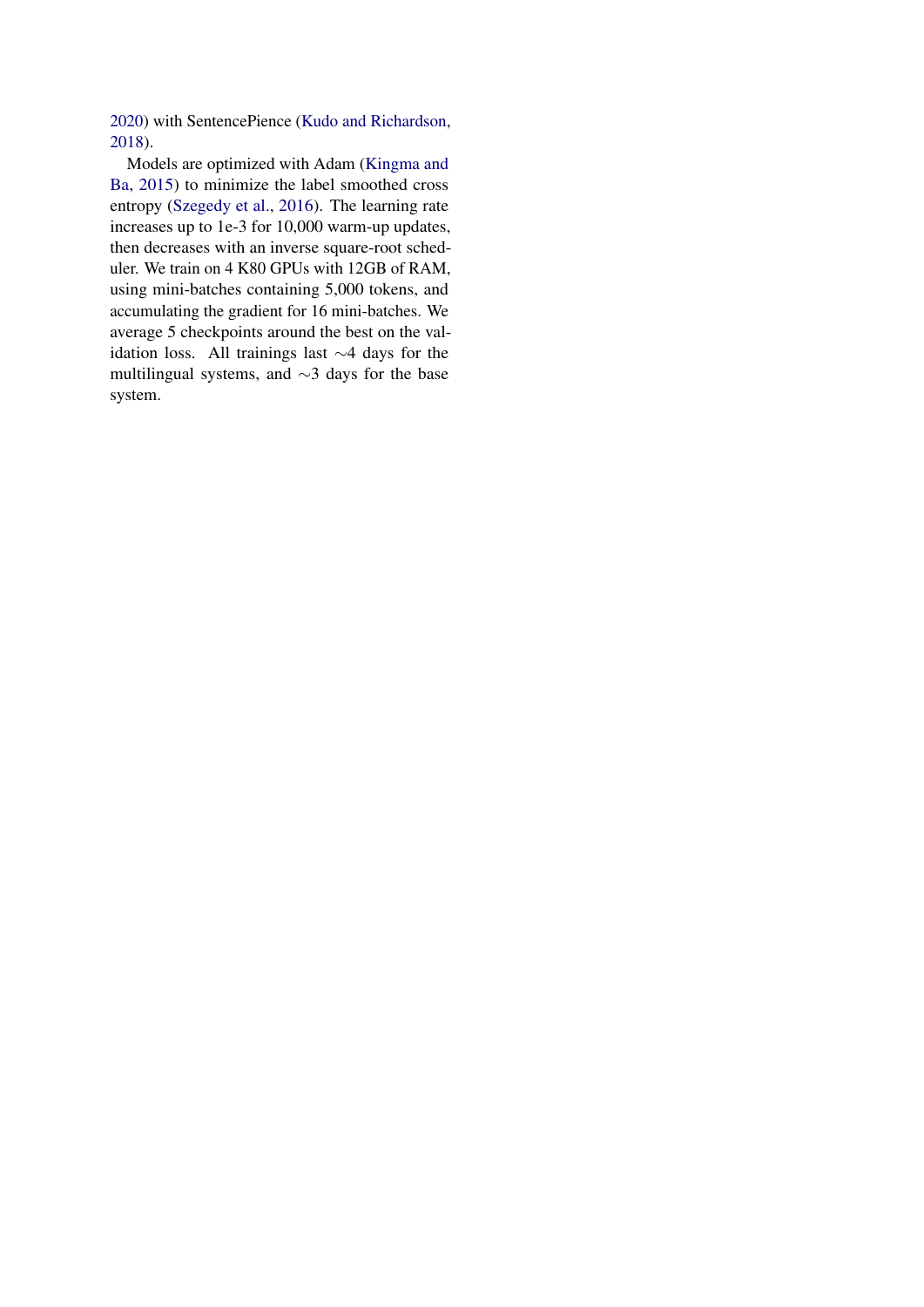2020) with SentencePience (Kudo and Richardson, 2018).

Models are optimized with Adam (Kingma and Ba, 2015) to minimize the label smoothed cross entropy (Szegedy et al., 2016). The learning rate increases up to 1e-3 for 10,000 warm-up updates, then decreases with an inverse square-root scheduler. We train on 4 K80 GPUs with 12GB of RAM, using mini-batches containing 5,000 tokens, and accumulating the gradient for 16 mini-batches. We average 5 checkpoints around the best on the validation loss. All trainings last ∼4 days for the multilingual systems, and ∼3 days for the base system.